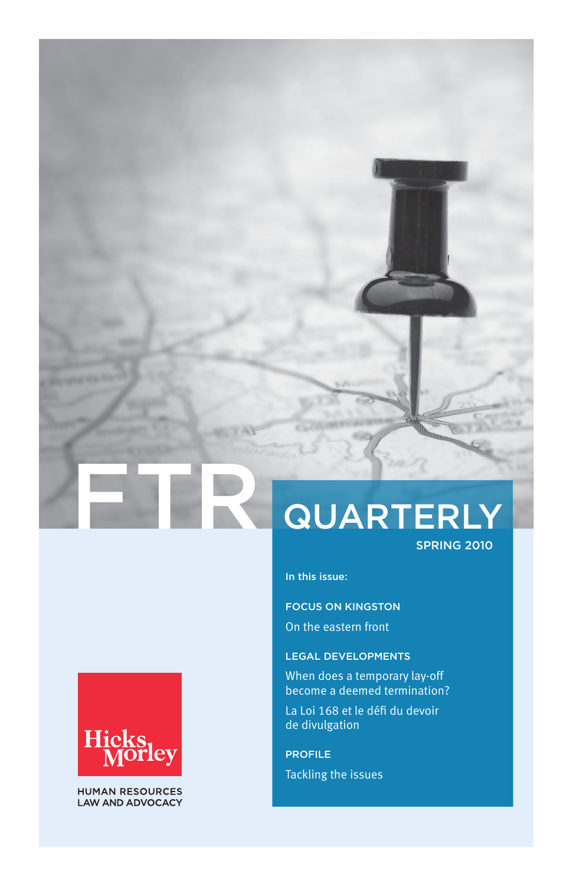# FTR QUARTERLY

SPRING 2010

**In this issue:**

FOCUS ON KINGSTON

On the eastern front

LEGAL DEVELOPMENTS

When does a temporary lay-off become a deemed termination?

La Loi 168 et le défi du devoir de divulgation

PROFILE

Tackling the issues

Hicks Morley

HUMAN RESOURCES LAW AND ADVOCACY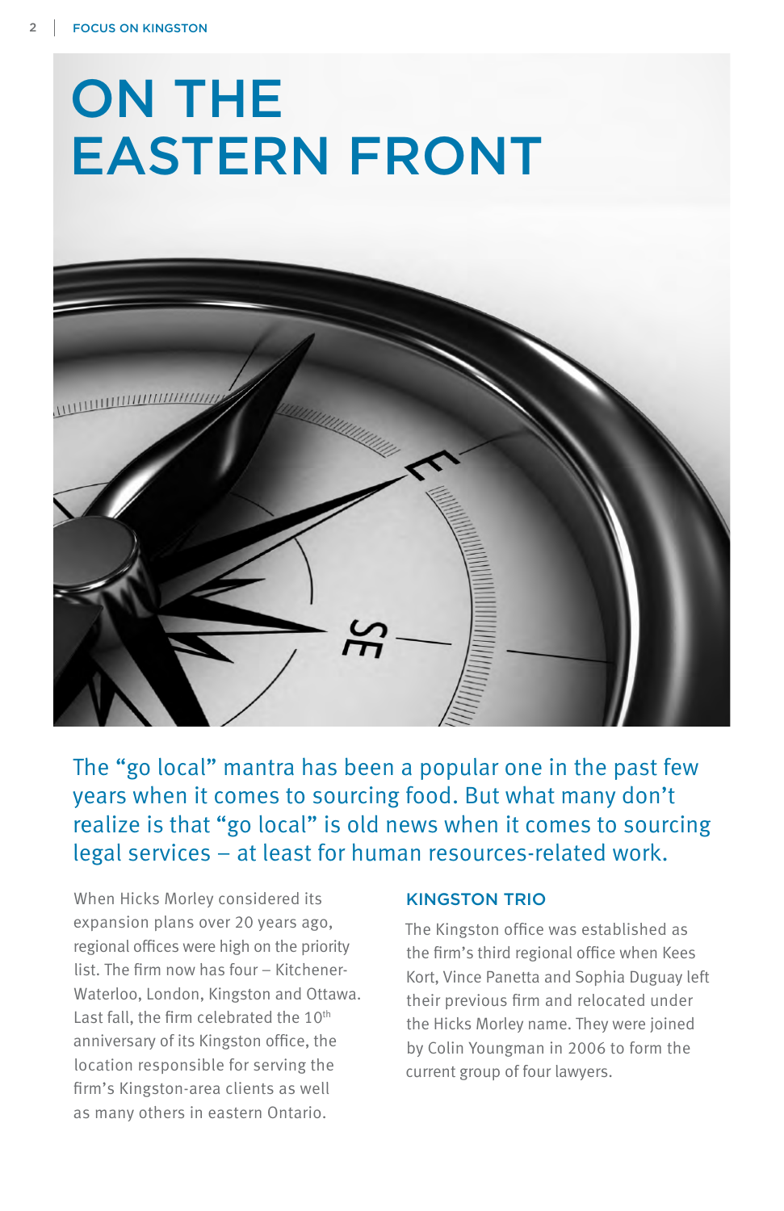# ON THE EASTERN FRONT

The "go local" mantra has been a popular one in the past few years when it comes to sourcing food. But what many don't realize is that "go local" is old news when it comes to sourcing legal services – at least for human resources-related work.

When Hicks Morley considered its expansion plans over 20 years ago, regional offices were high on the priority list. The firm now has four – Kitchener-Waterloo, London, Kingston and Ottawa. Last fall, the firm celebrated the 10th anniversary of its Kingston office, the location responsible for serving the firm's Kingston-area clients as well as many others in eastern Ontario.

## KINGSTON TRIO

The Kingston office was established as the firm's third regional office when Kees Kort, Vince Panetta and Sophia Duguay left their previous firm and relocated under the Hicks Morley name. They were joined by Colin Youngman in 2006 to form the current group of four lawyers.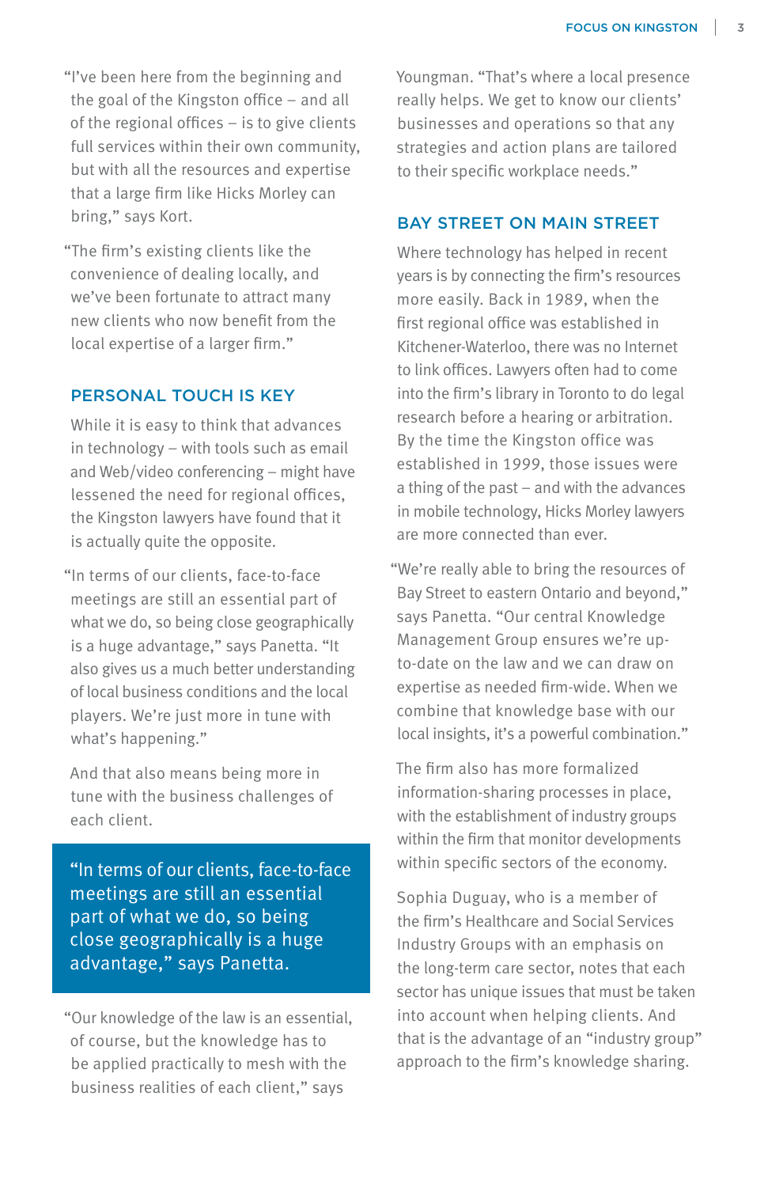"I've been here from the beginning and the goal of the Kingston office – and all of the regional offices – is to give clients full services within their own community, but with all the resources and expertise that a large firm like Hicks Morley can bring," says Kort.

"The firm's existing clients like the convenience of dealing locally, and we've been fortunate to attract many new clients who now benefit from the local expertise of a larger firm."

## PERSONAL TOUCH IS KEY

While it is easy to think that advances in technology – with tools such as email and Web/video conferencing – might have lessened the need for regional offices, the Kingston lawyers have found that it is actually quite the opposite.

"In terms of our clients, face-to-face meetings are still an essential part of what we do, so being close geographically is a huge advantage," says Panetta. "It also gives us a much better understanding of local business conditions and the local players. We're just more in tune with what's happening."

And that also means being more in tune with the business challenges of each client.

> "In terms of our clients, face-to-face meetings are still an essential part of what we do, so being close geographically is a huge advantage," says Panetta.

"Our knowledge of the law is an essential, of course, but the knowledge has to be applied practically to mesh with the business realities of each client," says Youngman. "That's where a local presence really helps. We get to know our clients' businesses and operations so that any strategies and action plans are tailored to their specific workplace needs."

## BAY STREET ON MAIN STREET

Where technology has helped in recent years is by connecting the firm's resources more easily. Back in 1989, when the first regional office was established in Kitchener-Waterloo, there was no Internet to link offices. Lawyers often had to come into the firm's library in Toronto to do legal research before a hearing or arbitration. By the time the Kingston office was established in 1999, those issues were a thing of the past – and with the advances in mobile technology, Hicks Morley lawyers are more connected than ever.

"We're really able to bring the resources of Bay Street to eastern Ontario and beyond," says Panetta. "Our central Knowledge Management Group ensures we're up-to-date on the law and we can draw on expertise as needed firm-wide. When we combine that knowledge base with our local insights, it's a powerful combination."

The firm also has more formalized information-sharing processes in place, with the establishment of industry groups within the firm that monitor developments within specific sectors of the economy.

Sophia Duguay, who is a member of the firm's Healthcare and Social Services Industry Groups with an emphasis on the long-term care sector, notes that each sector has unique issues that must be taken into account when helping clients. And that is the advantage of an "industry group" approach to the firm's knowledge sharing.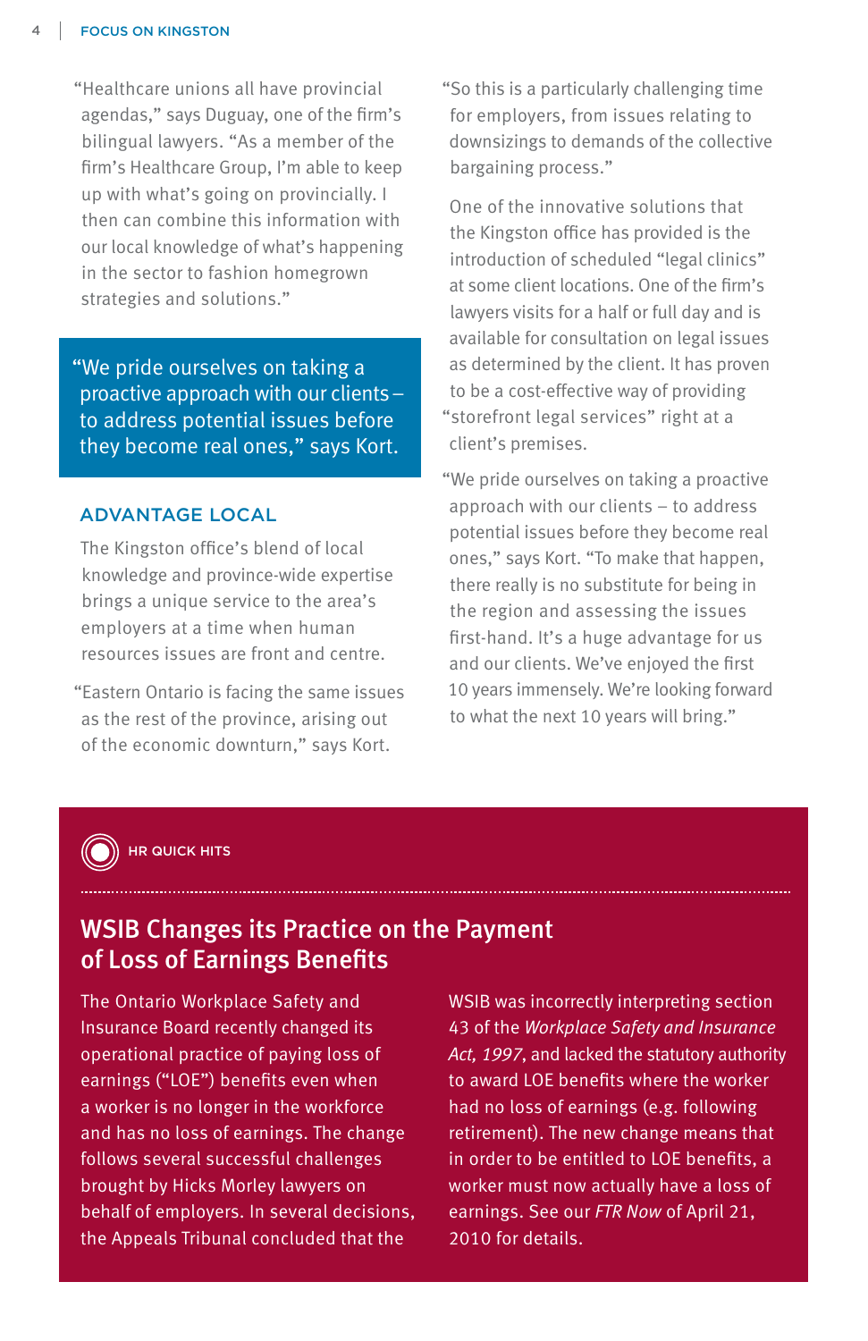"Healthcare unions all have provincial agendas," says Duguay, one of the firm's bilingual lawyers. "As a member of the firm's Healthcare Group, I'm able to keep up with what's going on provincially. I then can combine this information with our local knowledge of what's happening in the sector to fashion homegrown strategies and solutions."

> "We pride ourselves on taking a proactive approach with our clients – to address potential issues before they become real ones," says Kort.

## ADVANTAGE LOCAL

The Kingston office's blend of local knowledge and province-wide expertise brings a unique service to the area's employers at a time when human resources issues are front and centre.

"Eastern Ontario is facing the same issues as the rest of the province, arising out of the economic downturn," says Kort.

"So this is a particularly challenging time for employers, from issues relating to downsizings to demands of the collective bargaining process."

One of the innovative solutions that the Kingston office has provided is the introduction of scheduled "legal clinics" at some client locations. One of the firm's lawyers visits for a half or full day and is available for consultation on legal issues as determined by the client. It has proven to be a cost-effective way of providing "storefront legal services" right at a client's premises.

"We pride ourselves on taking a proactive approach with our clients – to address potential issues before they become real ones," says Kort. "To make that happen, there really is no substitute for being in the region and assessing the issues first-hand. It's a huge advantage for us and our clients. We've enjoyed the first 10 years immensely. We're looking forward to what the next 10 years will bring."

HR QUICK HITS

## WSIB Changes its Practice on the Payment of Loss of Earnings Benefits

The Ontario Workplace Safety and Insurance Board recently changed its operational practice of paying loss of earnings ("LOE") benefits even when a worker is no longer in the workforce and has no loss of earnings. The change follows several successful challenges brought by Hicks Morley lawyers on behalf of employers. In several decisions, the Appeals Tribunal concluded that the WSIB was incorrectly interpreting section 43 of the *Workplace Safety and Insurance Act, 1997*, and lacked the statutory authority to award LOE benefits where the worker had no loss of earnings (e.g. following retirement). The new change means that in order to be entitled to LOE benefits, a worker must now actually have a loss of earnings. See our *FTR Now* of April 21, 2010 for details.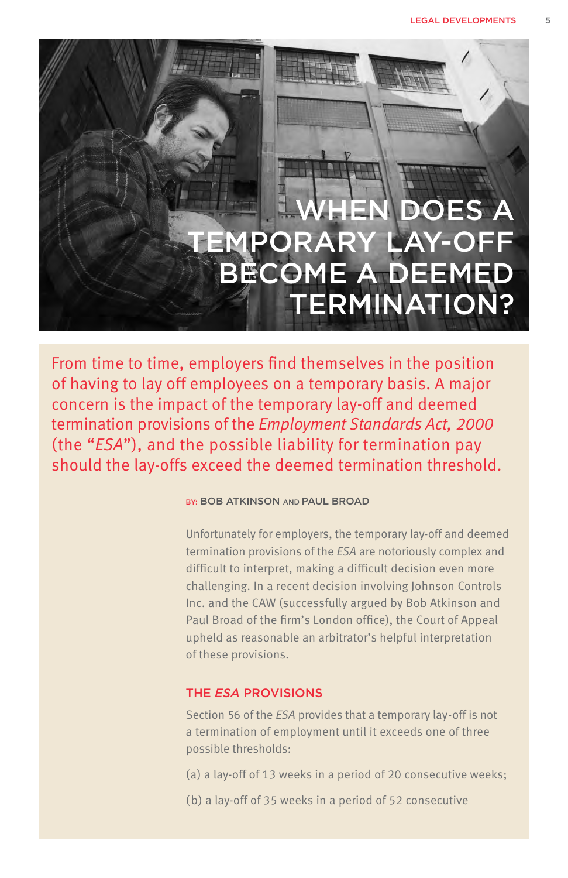# WHEN DOES A TEMPORARY LAY-OFF BECOME A DEEMED TERMINATION?

From time to time, employers find themselves in the position of having to lay off employees on a temporary basis. A major concern is the impact of the temporary lay-off and deemed termination provisions of the *Employment Standards Act, 2000* (the "*ESA*"), and the possible liability for termination pay should the lay-offs exceed the deemed termination threshold.

BY: BOB ATKINSON AND PAUL BROAD

Unfortunately for employers, the temporary lay-off and deemed termination provisions of the *ESA* are notoriously complex and difficult to interpret, making a difficult decision even more challenging. In a recent decision involving Johnson Controls Inc. and the CAW (successfully argued by Bob Atkinson and Paul Broad of the firm's London office), the Court of Appeal upheld as reasonable an arbitrator's helpful interpretation of these provisions.

## THE *ESA* PROVISIONS

Section 56 of the *ESA* provides that a temporary lay-off is not a termination of employment until it exceeds one of three possible thresholds:

(a) a lay-off of 13 weeks in a period of 20 consecutive weeks;

(b) a lay-off of 35 weeks in a period of 52 consecutive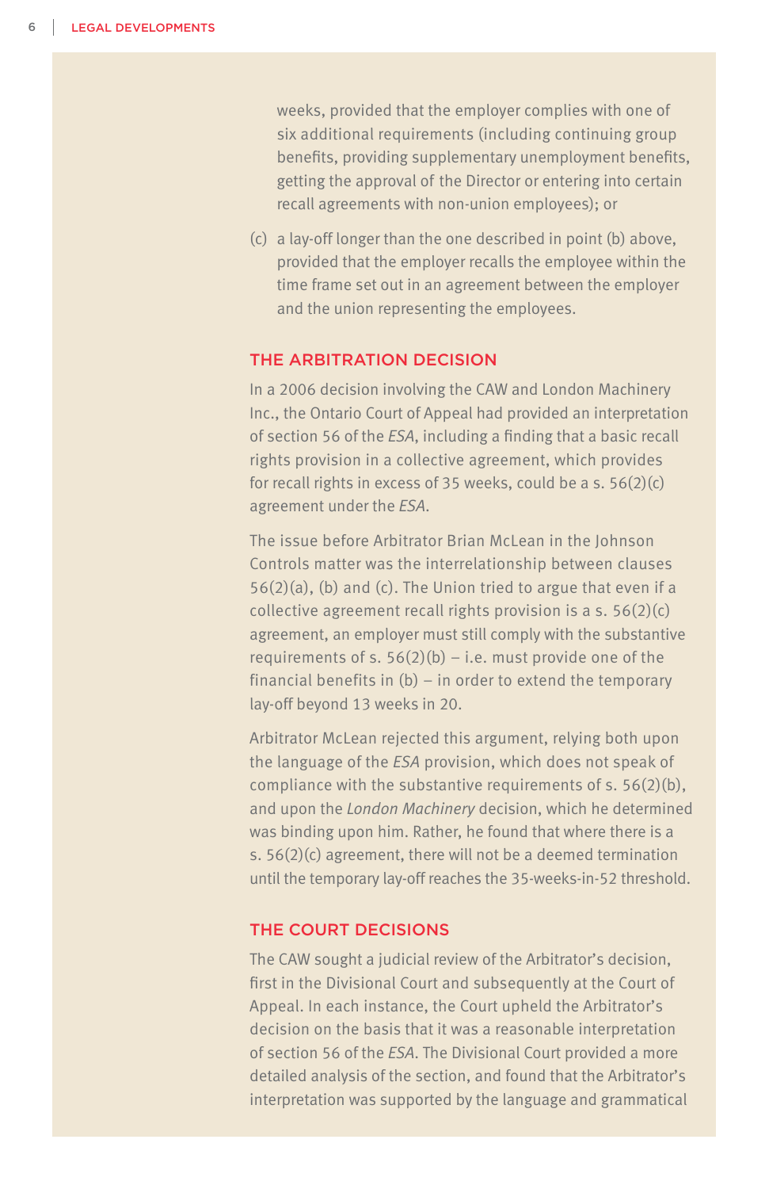weeks, provided that the employer complies with one of six additional requirements (including continuing group benefits, providing supplementary unemployment benefits, getting the approval of the Director or entering into certain recall agreements with non-union employees); or

(c) a lay-off longer than the one described in point (b) above, provided that the employer recalls the employee within the time frame set out in an agreement between the employer and the union representing the employees.

## THE ARBITRATION DECISION

In a 2006 decision involving the CAW and London Machinery Inc., the Ontario Court of Appeal had provided an interpretation of section 56 of the *ESA*, including a finding that a basic recall rights provision in a collective agreement, which provides for recall rights in excess of 35 weeks, could be a s. 56(2)(c) agreement under the *ESA*.

The issue before Arbitrator Brian McLean in the Johnson Controls matter was the interrelationship between clauses 56(2)(a), (b) and (c). The Union tried to argue that even if a collective agreement recall rights provision is a s. 56(2)(c) agreement, an employer must still comply with the substantive requirements of s. 56(2)(b) – i.e. must provide one of the financial benefits in (b) – in order to extend the temporary lay-off beyond 13 weeks in 20.

Arbitrator McLean rejected this argument, relying both upon the language of the *ESA* provision, which does not speak of compliance with the substantive requirements of s. 56(2)(b), and upon the *London Machinery* decision, which he determined was binding upon him. Rather, he found that where there is a s. 56(2)(c) agreement, there will not be a deemed termination until the temporary lay-off reaches the 35-weeks-in-52 threshold.

## THE COURT DECISIONS

The CAW sought a judicial review of the Arbitrator's decision, first in the Divisional Court and subsequently at the Court of Appeal. In each instance, the Court upheld the Arbitrator's decision on the basis that it was a reasonable interpretation of section 56 of the *ESA*. The Divisional Court provided a more detailed analysis of the section, and found that the Arbitrator's interpretation was supported by the language and grammatical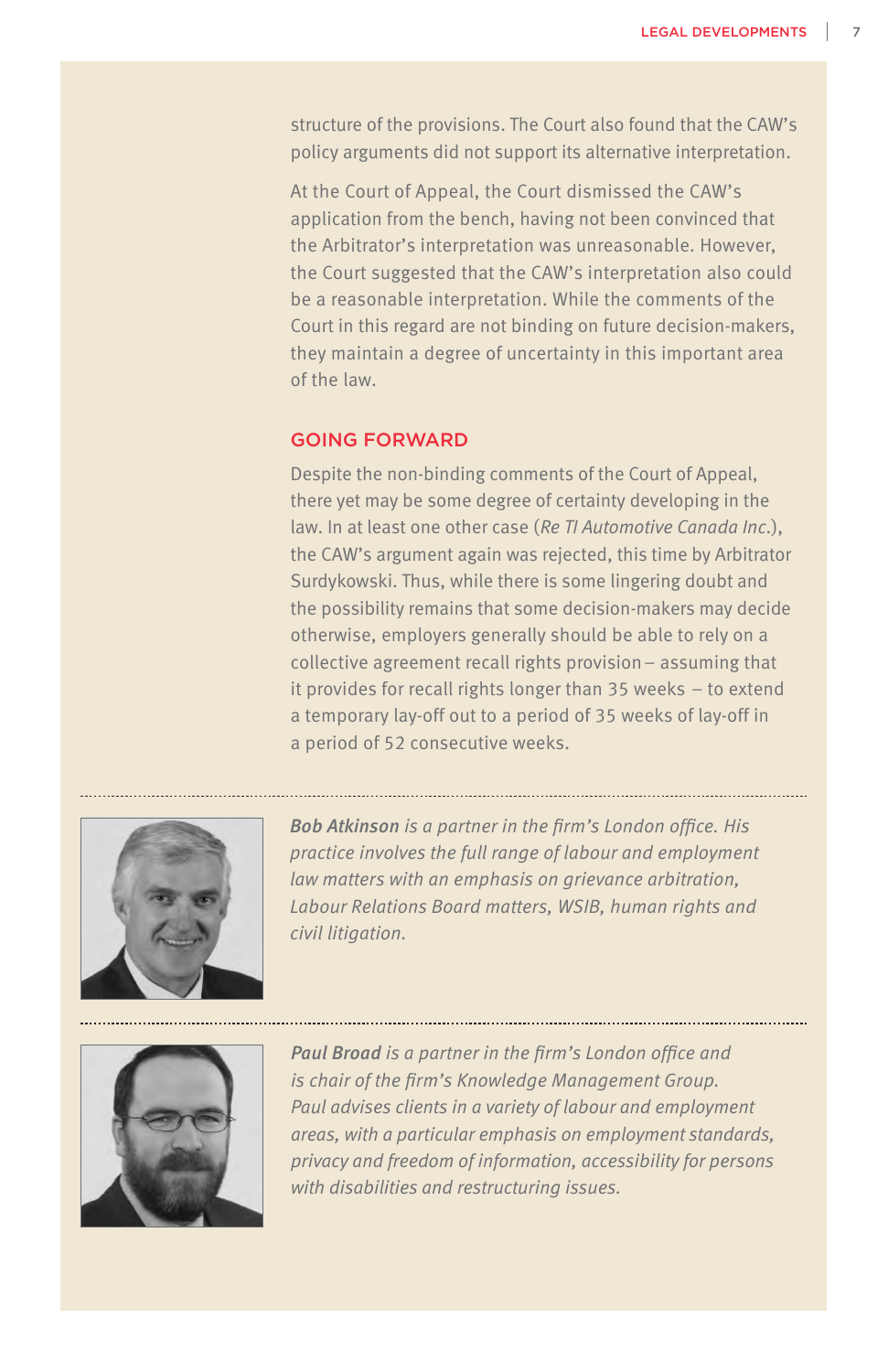structure of the provisions. The Court also found that the CAW's policy arguments did not support its alternative interpretation.

At the Court of Appeal, the Court dismissed the CAW's application from the bench, having not been convinced that the Arbitrator's interpretation was unreasonable. However, the Court suggested that the CAW's interpretation also could be a reasonable interpretation. While the comments of the Court in this regard are not binding on future decision-makers, they maintain a degree of uncertainty in this important area of the law.

## GOING FORWARD

Despite the non-binding comments of the Court of Appeal, there yet may be some degree of certainty developing in the law. In at least one other case (*Re TI Automotive Canada Inc.*), the CAW's argument again was rejected, this time by Arbitrator Surdykowski. Thus, while there is some lingering doubt and the possibility remains that some decision-makers may decide otherwise, employers generally should be able to rely on a collective agreement recall rights provision – assuming that it provides for recall rights longer than 35 weeks – to extend a temporary lay-off out to a period of 35 weeks of lay-off in a period of 52 consecutive weeks.

---

***Bob Atkinson*** *is a partner in the firm's London office. His practice involves the full range of labour and employment law matters with an emphasis on grievance arbitration, Labour Relations Board matters, WSIB, human rights and civil litigation.*

---

***Paul Broad*** *is a partner in the firm's London office and is chair of the firm's Knowledge Management Group. Paul advises clients in a variety of labour and employment areas, with a particular emphasis on employment standards, privacy and freedom of information, accessibility for persons with disabilities and restructuring issues.*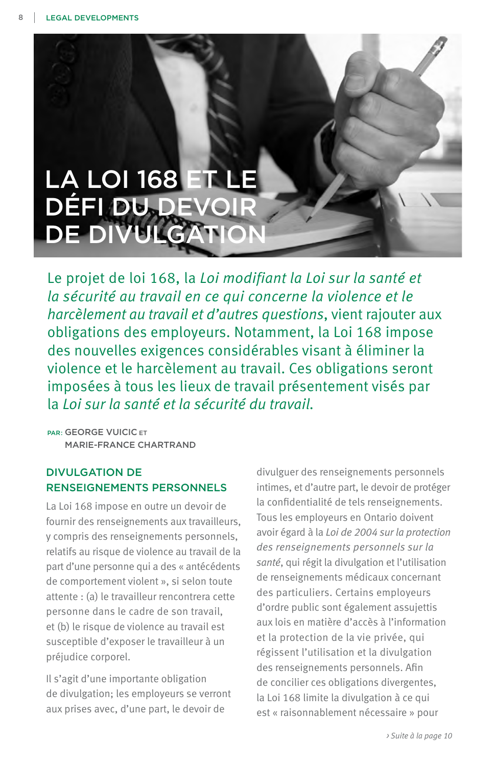# LA LOI 168 ET LE DÉFI DU DEVOIR DE DIVULGATION

Le projet de loi 168, la *Loi modifiant la Loi sur la santé et la sécurité au travail en ce qui concerne la violence et le harcèlement au travail et d'autres questions*, vient rajouter aux obligations des employeurs. Notamment, la Loi 168 impose des nouvelles exigences considérables visant à éliminer la violence et le harcèlement au travail. Ces obligations seront imposées à tous les lieux de travail présentement visés par la *Loi sur la santé et la sécurité du travail.*

PAR: GEORGE VUICIC ET MARIE-FRANCE CHARTRAND

## DIVULGATION DE RENSEIGNEMENTS PERSONNELS

La Loi 168 impose en outre un devoir de fournir des renseignements aux travailleurs, y compris des renseignements personnels, relatifs au risque de violence au travail de la part d'une personne qui a des « antécédents de comportement violent », si selon toute attente : (a) le travailleur rencontrera cette personne dans le cadre de son travail, et (b) le risque de violence au travail est susceptible d'exposer le travailleur à un préjudice corporel.

Il s'agit d'une importante obligation de divulgation; les employeurs se verront aux prises avec, d'une part, le devoir de divulguer des renseignements personnels intimes, et d'autre part, le devoir de protéger la confidentialité de tels renseignements. Tous les employeurs en Ontario doivent avoir égard à la *Loi de 2004 sur la protection des renseignements personnels sur la santé*, qui régit la divulgation et l'utilisation de renseignements médicaux concernant des particuliers. Certains employeurs d'ordre public sont également assujettis aux lois en matière d'accès à l'information et la protection de la vie privée, qui régissent l'utilisation et la divulgation des renseignements personnels. Afin de concilier ces obligations divergentes, la Loi 168 limite la divulgation à ce qui est « raisonnablement nécessaire » pour

*› Suite à la page 10*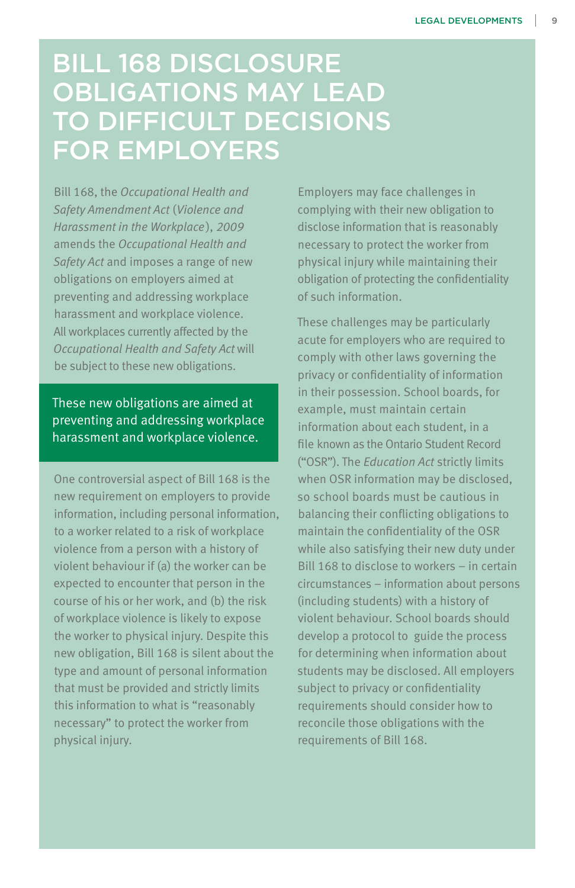# BILL 168 DISCLOSURE OBLIGATIONS MAY LEAD TO DIFFICULT DECISIONS FOR EMPLOYERS

Bill 168, the *Occupational Health and Safety Amendment Act* (*Violence and Harassment in the Workplace*), *2009* amends the *Occupational Health and Safety Act* and imposes a range of new obligations on employers aimed at preventing and addressing workplace harassment and workplace violence. All workplaces currently affected by the *Occupational Health and Safety Act* will be subject to these new obligations.

> These new obligations are aimed at preventing and addressing workplace harassment and workplace violence.

One controversial aspect of Bill 168 is the new requirement on employers to provide information, including personal information, to a worker related to a risk of workplace violence from a person with a history of violent behaviour if (a) the worker can be expected to encounter that person in the course of his or her work, and (b) the risk of workplace violence is likely to expose the worker to physical injury. Despite this new obligation, Bill 168 is silent about the type and amount of personal information that must be provided and strictly limits this information to what is "reasonably necessary" to protect the worker from physical injury.

Employers may face challenges in complying with their new obligation to disclose information that is reasonably necessary to protect the worker from physical injury while maintaining their obligation of protecting the confidentiality of such information.

These challenges may be particularly acute for employers who are required to comply with other laws governing the privacy or confidentiality of information in their possession. School boards, for example, must maintain certain information about each student, in a file known as the Ontario Student Record ("OSR"). The *Education Act* strictly limits when OSR information may be disclosed, so school boards must be cautious in balancing their conflicting obligations to maintain the confidentiality of the OSR while also satisfying their new duty under Bill 168 to disclose to workers – in certain circumstances – information about persons (including students) with a history of violent behaviour. School boards should develop a protocol to guide the process for determining when information about students may be disclosed. All employers subject to privacy or confidentiality requirements should consider how to reconcile those obligations with the requirements of Bill 168.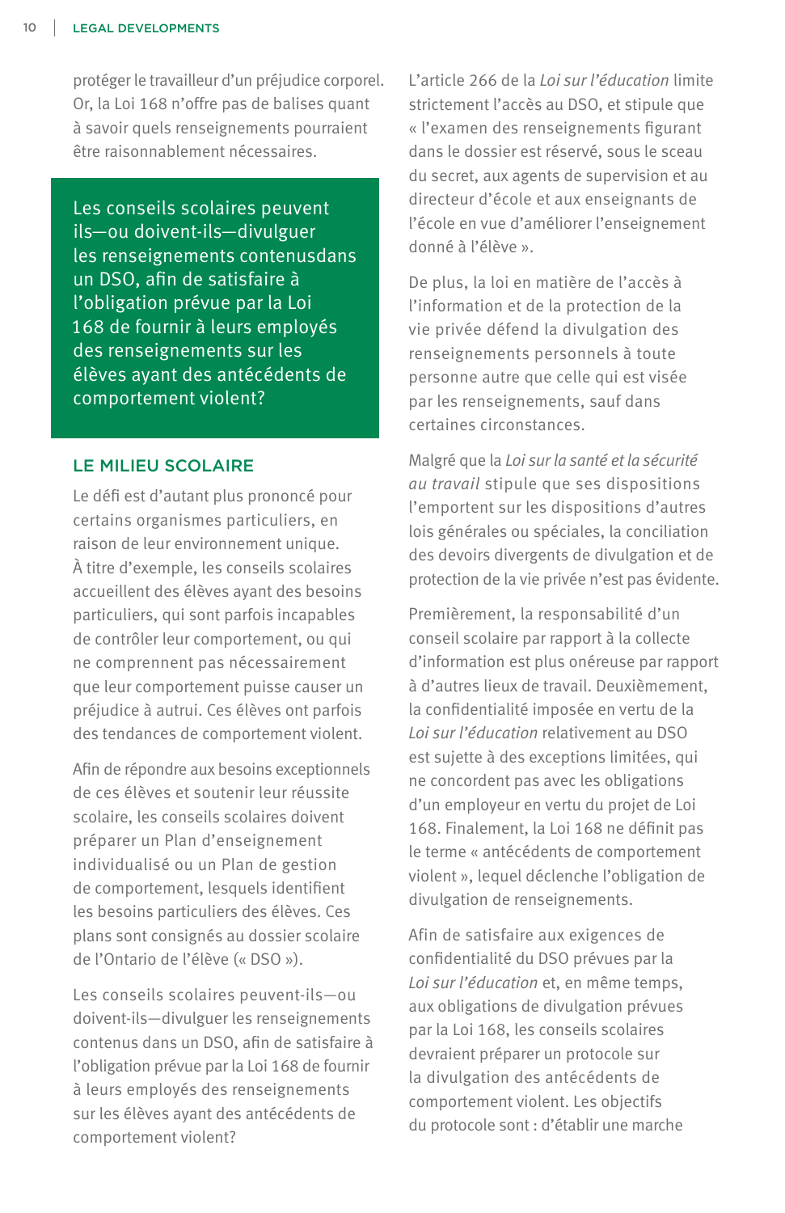protéger le travailleur d'un préjudice corporel. Or, la Loi 168 n'offre pas de balises quant à savoir quels renseignements pourraient être raisonnablement nécessaires.

> Les conseils scolaires peuvent ils—ou doivent-ils—divulguer les renseignements contenusdans un DSO, afin de satisfaire à l'obligation prévue par la Loi 168 de fournir à leurs employés des renseignements sur les élèves ayant des antécédents de comportement violent?

## LE MILIEU SCOLAIRE

Le défi est d'autant plus prononcé pour certains organismes particuliers, en raison de leur environnement unique. À titre d'exemple, les conseils scolaires accueillent des élèves ayant des besoins particuliers, qui sont parfois incapables de contrôler leur comportement, ou qui ne comprennent pas nécessairement que leur comportement puisse causer un préjudice à autrui. Ces élèves ont parfois des tendances de comportement violent.

Afin de répondre aux besoins exceptionnels de ces élèves et soutenir leur réussite scolaire, les conseils scolaires doivent préparer un Plan d'enseignement individualisé ou un Plan de gestion de comportement, lesquels identifient les besoins particuliers des élèves. Ces plans sont consignés au dossier scolaire de l'Ontario de l'élève (« DSO »).

Les conseils scolaires peuvent-ils—ou doivent-ils—divulguer les renseignements contenus dans un DSO, afin de satisfaire à l'obligation prévue par la Loi 168 de fournir à leurs employés des renseignements sur les élèves ayant des antécédents de comportement violent?

L'article 266 de la *Loi sur l'éducation* limite strictement l'accès au DSO, et stipule que « l'examen des renseignements figurant dans le dossier est réservé, sous le sceau du secret, aux agents de supervision et au directeur d'école et aux enseignants de l'école en vue d'améliorer l'enseignement donné à l'élève ».

De plus, la loi en matière de l'accès à l'information et de la protection de la vie privée défend la divulgation des renseignements personnels à toute personne autre que celle qui est visée par les renseignements, sauf dans certaines circonstances.

Malgré que la *Loi sur la santé et la sécurité au travail* stipule que ses dispositions l'emportent sur les dispositions d'autres lois générales ou spéciales, la conciliation des devoirs divergents de divulgation et de protection de la vie privée n'est pas évidente.

Premièrement, la responsabilité d'un conseil scolaire par rapport à la collecte d'information est plus onéreuse par rapport à d'autres lieux de travail. Deuxièmement, la confidentialité imposée en vertu de la *Loi sur l'éducation* relativement au DSO est sujette à des exceptions limitées, qui ne concordent pas avec les obligations d'un employeur en vertu du projet de Loi 168. Finalement, la Loi 168 ne définit pas le terme « antécédents de comportement violent », lequel déclenche l'obligation de divulgation de renseignements.

Afin de satisfaire aux exigences de confidentialité du DSO prévues par la *Loi sur l'éducation* et, en même temps, aux obligations de divulgation prévues par la Loi 168, les conseils scolaires devraient préparer un protocole sur la divulgation des antécédents de comportement violent. Les objectifs du protocole sont : d'établir une marche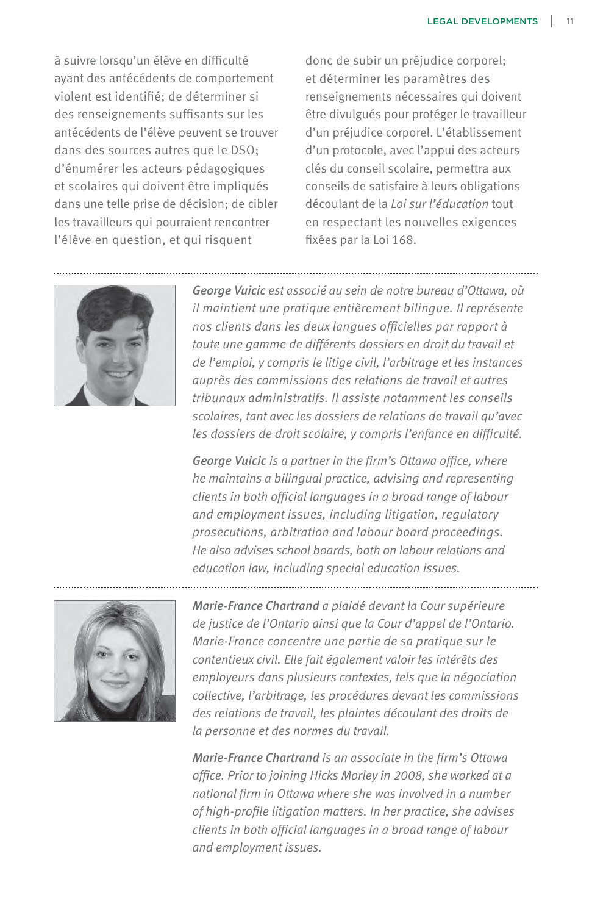à suivre lorsqu'un élève en difficulté ayant des antécédents de comportement violent est identifié; de déterminer si des renseignements suffisants sur les antécédents de l'élève peuvent se trouver dans des sources autres que le DSO; d'énumérer les acteurs pédagogiques et scolaires qui doivent être impliqués dans une telle prise de décision; de cibler les travailleurs qui pourraient rencontrer l'élève en question, et qui risquent donc de subir un préjudice corporel; et déterminer les paramètres des renseignements nécessaires qui doivent être divulgués pour protéger le travailleur d'un préjudice corporel. L'établissement d'un protocole, avec l'appui des acteurs clés du conseil scolaire, permettra aux conseils de satisfaire à leurs obligations découlant de la *Loi sur l'éducation* tout en respectant les nouvelles exigences fixées par la Loi 168.

---

***George Vuicic** est associé au sein de notre bureau d'Ottawa, où il maintient une pratique entièrement bilingue. Il représente nos clients dans les deux langues officielles par rapport à toute une gamme de différents dossiers en droit du travail et de l'emploi, y compris le litige civil, l'arbitrage et les instances auprès des commissions des relations de travail et autres tribunaux administratifs. Il assiste notamment les conseils scolaires, tant avec les dossiers de relations de travail qu'avec les dossiers de droit scolaire, y compris l'enfance en difficulté.*

***George Vuicic** is a partner in the firm's Ottawa office, where he maintains a bilingual practice, advising and representing clients in both official languages in a broad range of labour and employment issues, including litigation, regulatory prosecutions, arbitration and labour board proceedings. He also advises school boards, both on labour relations and education law, including special education issues.*

---

***Marie-France Chartrand** a plaidé devant la Cour supérieure de justice de l'Ontario ainsi que la Cour d'appel de l'Ontario. Marie-France concentre une partie de sa pratique sur le contentieux civil. Elle fait également valoir les intérêts des employeurs dans plusieurs contextes, tels que la négociation collective, l'arbitrage, les procédures devant les commissions des relations de travail, les plaintes découlant des droits de la personne et des normes du travail.*

***Marie-France Chartrand** is an associate in the firm's Ottawa office. Prior to joining Hicks Morley in 2008, she worked at a national firm in Ottawa where she was involved in a number of high-profile litigation matters. In her practice, she advises clients in both official languages in a broad range of labour and employment issues.*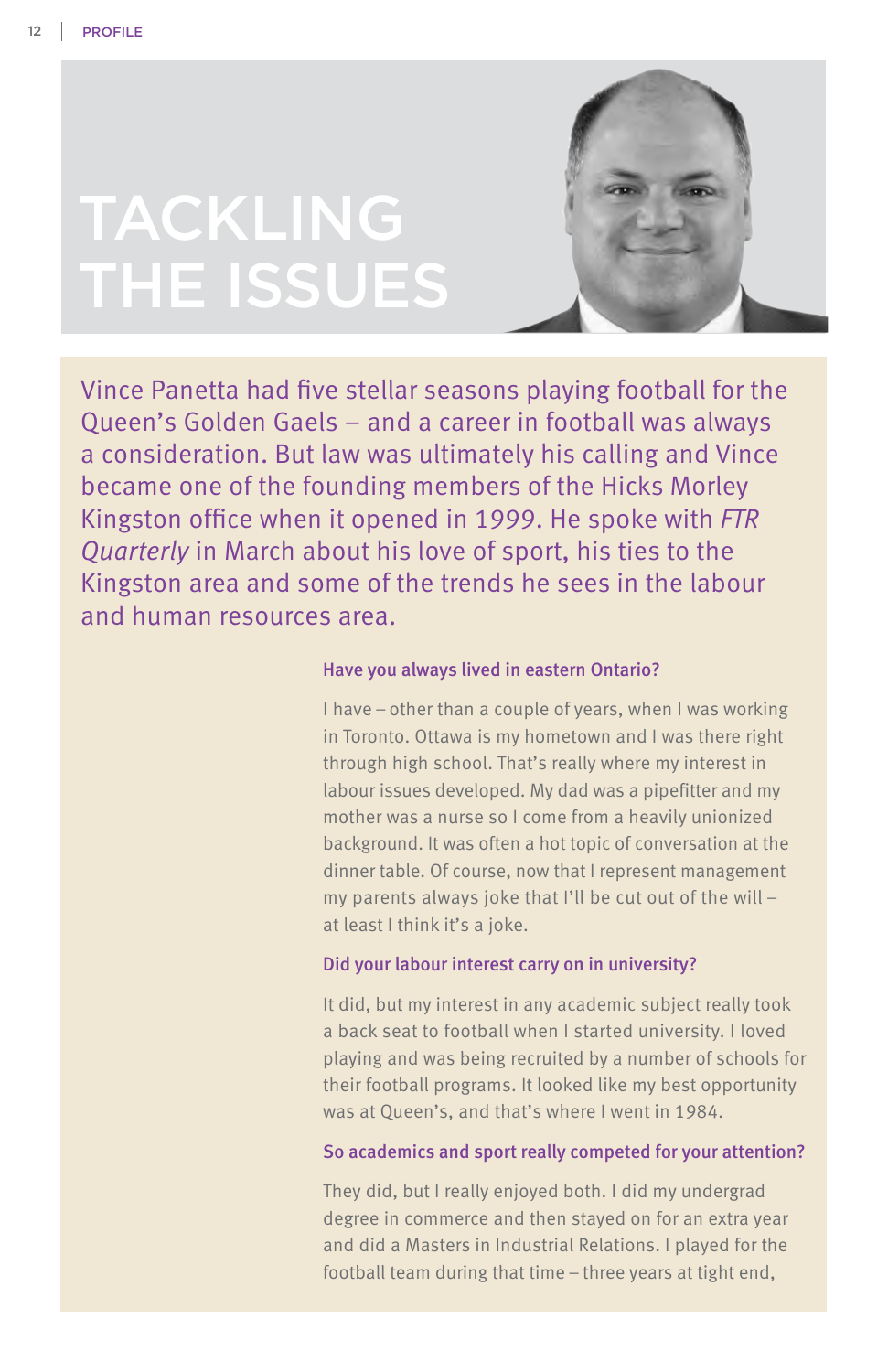# TACKLING THE ISSUES

Vince Panetta had five stellar seasons playing football for the Queen's Golden Gaels – and a career in football was always a consideration. But law was ultimately his calling and Vince became one of the founding members of the Hicks Morley Kingston office when it opened in 1999. He spoke with *FTR Quarterly* in March about his love of sport, his ties to the Kingston area and some of the trends he sees in the labour and human resources area.

**Have you always lived in eastern Ontario?**

I have – other than a couple of years, when I was working in Toronto. Ottawa is my hometown and I was there right through high school. That's really where my interest in labour issues developed. My dad was a pipefitter and my mother was a nurse so I come from a heavily unionized background. It was often a hot topic of conversation at the dinner table. Of course, now that I represent management my parents always joke that I'll be cut out of the will – at least I think it's a joke.

**Did your labour interest carry on in university?**

It did, but my interest in any academic subject really took a back seat to football when I started university. I loved playing and was being recruited by a number of schools for their football programs. It looked like my best opportunity was at Queen's, and that's where I went in 1984.

**So academics and sport really competed for your attention?**

They did, but I really enjoyed both. I did my undergrad degree in commerce and then stayed on for an extra year and did a Masters in Industrial Relations. I played for the football team during that time – three years at tight end,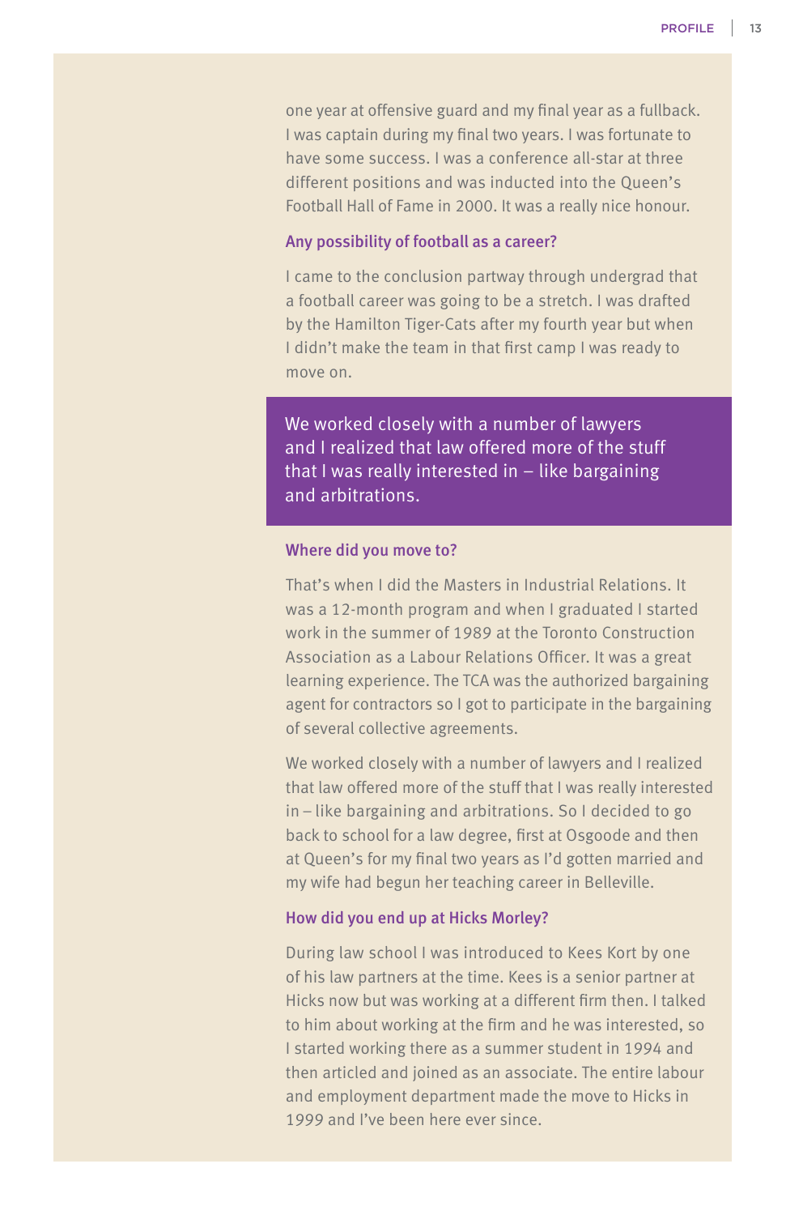one year at offensive guard and my final year as a fullback. I was captain during my final two years. I was fortunate to have some success. I was a conference all-star at three different positions and was inducted into the Queen's Football Hall of Fame in 2000. It was a really nice honour.

### Any possibility of football as a career?

I came to the conclusion partway through undergrad that a football career was going to be a stretch. I was drafted by the Hamilton Tiger-Cats after my fourth year but when I didn't make the team in that first camp I was ready to move on.

> We worked closely with a number of lawyers and I realized that law offered more of the stuff that I was really interested in – like bargaining and arbitrations.

### Where did you move to?

That's when I did the Masters in Industrial Relations. It was a 12-month program and when I graduated I started work in the summer of 1989 at the Toronto Construction Association as a Labour Relations Officer. It was a great learning experience. The TCA was the authorized bargaining agent for contractors so I got to participate in the bargaining of several collective agreements.

We worked closely with a number of lawyers and I realized that law offered more of the stuff that I was really interested in – like bargaining and arbitrations. So I decided to go back to school for a law degree, first at Osgoode and then at Queen's for my final two years as I'd gotten married and my wife had begun her teaching career in Belleville.

### How did you end up at Hicks Morley?

During law school I was introduced to Kees Kort by one of his law partners at the time. Kees is a senior partner at Hicks now but was working at a different firm then. I talked to him about working at the firm and he was interested, so I started working there as a summer student in 1994 and then articled and joined as an associate. The entire labour and employment department made the move to Hicks in 1999 and I've been here ever since.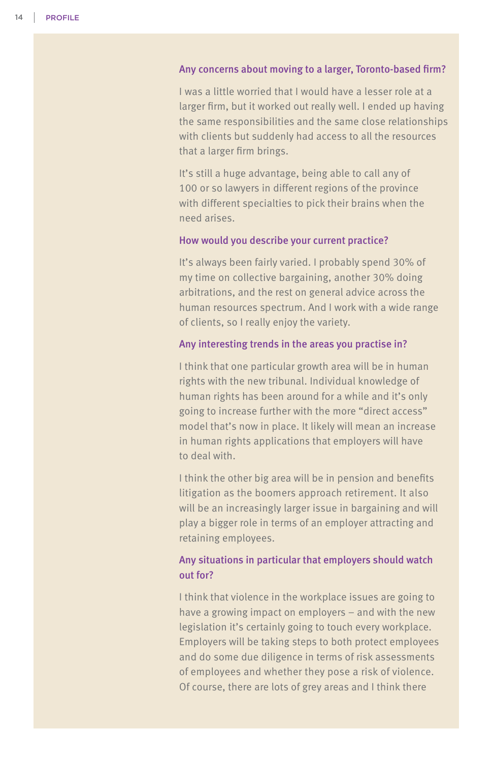### Any concerns about moving to a larger, Toronto-based firm?

I was a little worried that I would have a lesser role at a larger firm, but it worked out really well. I ended up having the same responsibilities and the same close relationships with clients but suddenly had access to all the resources that a larger firm brings.

It's still a huge advantage, being able to call any of 100 or so lawyers in different regions of the province with different specialties to pick their brains when the need arises.

### How would you describe your current practice?

It's always been fairly varied. I probably spend 30% of my time on collective bargaining, another 30% doing arbitrations, and the rest on general advice across the human resources spectrum. And I work with a wide range of clients, so I really enjoy the variety.

### Any interesting trends in the areas you practise in?

I think that one particular growth area will be in human rights with the new tribunal. Individual knowledge of human rights has been around for a while and it's only going to increase further with the more "direct access" model that's now in place. It likely will mean an increase in human rights applications that employers will have to deal with.

I think the other big area will be in pension and benefits litigation as the boomers approach retirement. It also will be an increasingly larger issue in bargaining and will play a bigger role in terms of an employer attracting and retaining employees.

### Any situations in particular that employers should watch out for?

I think that violence in the workplace issues are going to have a growing impact on employers – and with the new legislation it's certainly going to touch every workplace. Employers will be taking steps to both protect employees and do some due diligence in terms of risk assessments of employees and whether they pose a risk of violence. Of course, there are lots of grey areas and I think there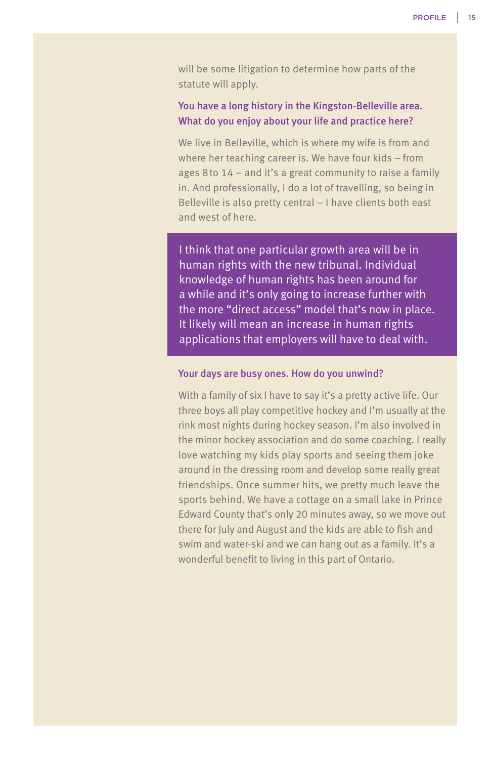will be some litigation to determine how parts of the statute will apply.

**You have a long history in the Kingston-Belleville area. What do you enjoy about your life and practice here?**

We live in Belleville, which is where my wife is from and where her teaching career is. We have four kids – from ages 8 to 14 – and it's a great community to raise a family in. And professionally, I do a lot of travelling, so being in Belleville is also pretty central – I have clients both east and west of here.

> I think that one particular growth area will be in human rights with the new tribunal. Individual knowledge of human rights has been around for a while and it's only going to increase further with the more "direct access" model that's now in place. It likely will mean an increase in human rights applications that employers will have to deal with.

**Your days are busy ones. How do you unwind?**

With a family of six I have to say it's a pretty active life. Our three boys all play competitive hockey and I'm usually at the rink most nights during hockey season. I'm also involved in the minor hockey association and do some coaching. I really love watching my kids play sports and seeing them joke around in the dressing room and develop some really great friendships. Once summer hits, we pretty much leave the sports behind. We have a cottage on a small lake in Prince Edward County that's only 20 minutes away, so we move out there for July and August and the kids are able to fish and swim and water-ski and we can hang out as a family. It's a wonderful benefit to living in this part of Ontario.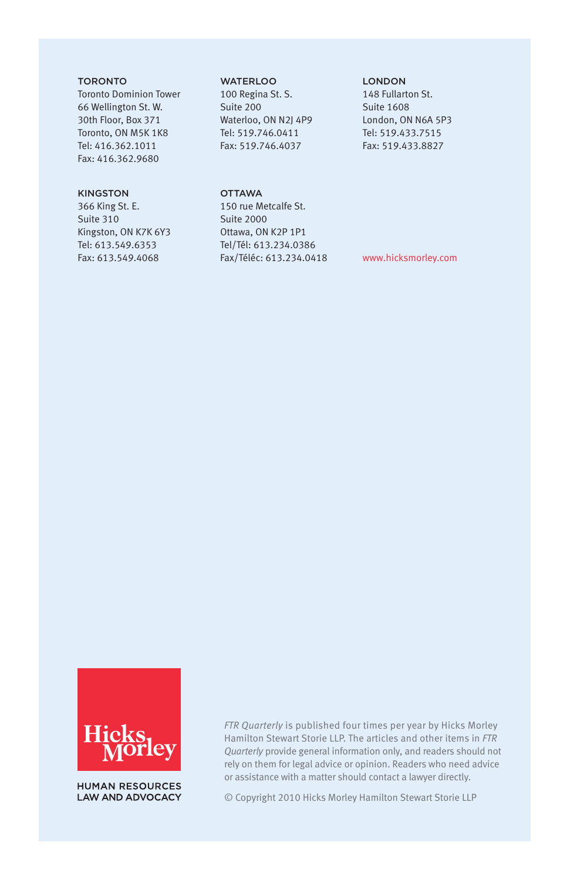**TORONTO**
Toronto Dominion Tower
66 Wellington St. W.
30th Floor, Box 371
Toronto, ON M5K 1K8
Tel: 416.362.1011
Fax: 416.362.9680

**WATERLOO**
100 Regina St. S.
Suite 200
Waterloo, ON N2J 4P9
Tel: 519.746.0411
Fax: 519.746.4037

**LONDON**
148 Fullarton St.
Suite 1608
London, ON N6A 5P3
Tel: 519.433.7515
Fax: 519.433.8827

**KINGSTON**
366 King St. E.
Suite 310
Kingston, ON K7K 6Y3
Tel: 613.549.6353
Fax: 613.549.4068

**OTTAWA**
150 rue Metcalfe St.
Suite 2000
Ottawa, ON K2P 1P1
Tel/Tél: 613.234.0386
Fax/Téléc: 613.234.0418

www.hicksmorley.com

Hicks Morley

HUMAN RESOURCES
LAW AND ADVOCACY

*FTR Quarterly* is published four times per year by Hicks Morley Hamilton Stewart Storie LLP. The articles and other items in *FTR Quarterly* provide general information only, and readers should not rely on them for legal advice or opinion. Readers who need advice or assistance with a matter should contact a lawyer directly.

© Copyright 2010 Hicks Morley Hamilton Stewart Storie LLP